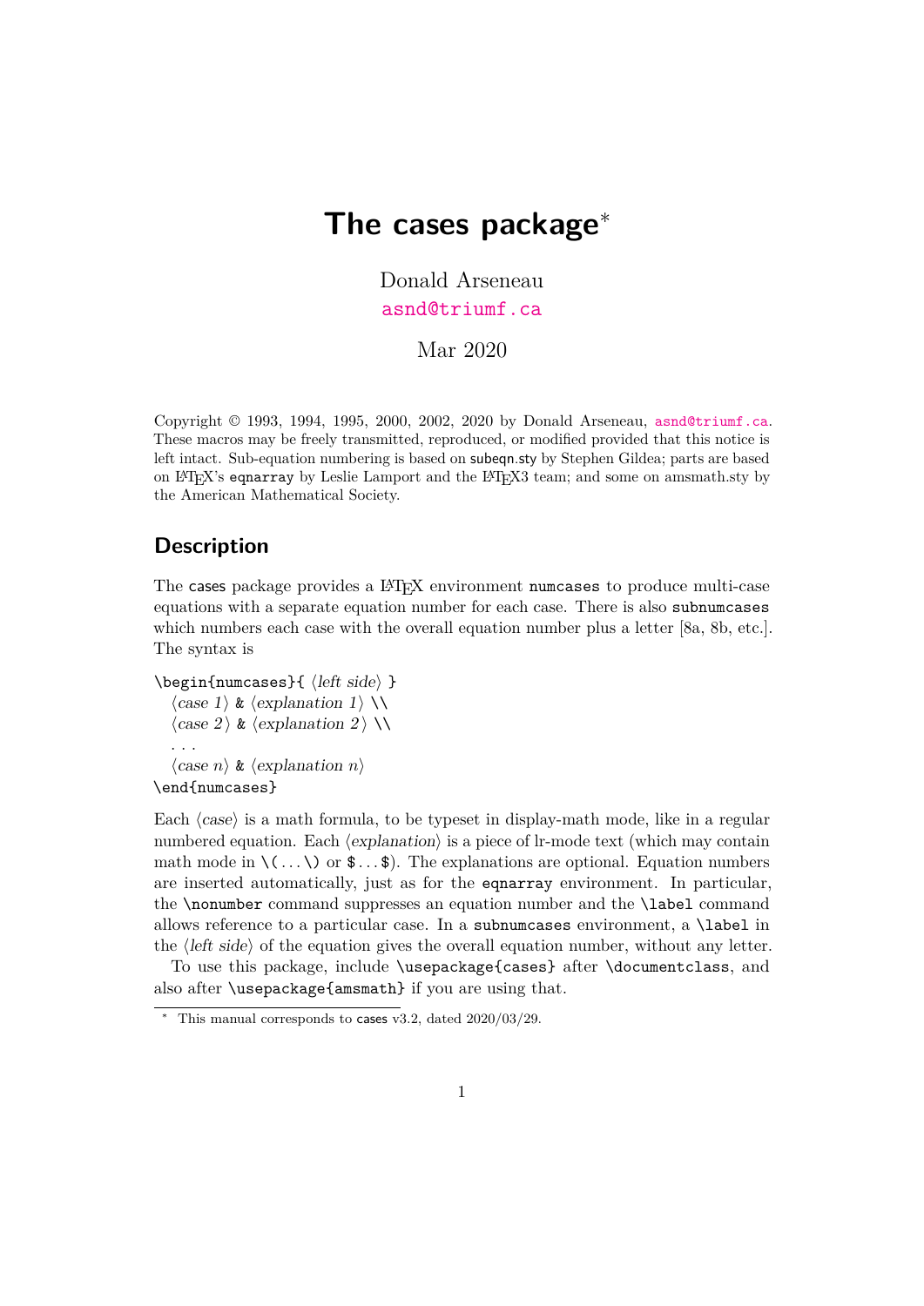# The cases package*

Donald Arseneau
asnd@triumf.ca

Mar 2020

Copyright © 1993, 1994, 1995, 2000, 2002, 2020 by Donald Arseneau, asnd@triumf.ca. These macros may be freely transmitted, reproduced, or modified provided that this notice is left intact. Sub-equation numbering is based on subeqn.sty by Stephen Gildea; parts are based on LaTeX's `eqnarray` by Leslie Lamport and the LaTeX3 team; and some on amsmath.sty by the American Mathematical Society.

## Description

The cases package provides a LaTeX environment `numcases` to produce multi-case equations with a separate equation number for each case. There is also `subnumcases` which numbers each case with the overall equation number plus a letter [8a, 8b, etc.]. The syntax is

```
\begin{numcases}{ ⟨left side⟩ }
  ⟨case 1⟩ & ⟨explanation 1⟩ \\
  ⟨case 2⟩ & ⟨explanation 2⟩ \\
  . . .
  ⟨case n⟩ & ⟨explanation n⟩
\end{numcases}
```

Each ⟨*case*⟩ is a math formula, to be typeset in display-math mode, like in a regular numbered equation. Each ⟨*explanation*⟩ is a piece of lr-mode text (which may contain math mode in `\(...\)` or `$...$`). The explanations are optional. Equation numbers are inserted automatically, just as for the `eqnarray` environment. In particular, the `\nonumber` command suppresses an equation number and the `\label` command allows reference to a particular case. In a `subnumcases` environment, a `\label` in the ⟨*left side*⟩ of the equation gives the overall equation number, without any letter.

To use this package, include `\usepackage{cases}` after `\documentclass`, and also after `\usepackage{amsmath}` if you are using that.

* This manual corresponds to cases v3.2, dated 2020/03/29.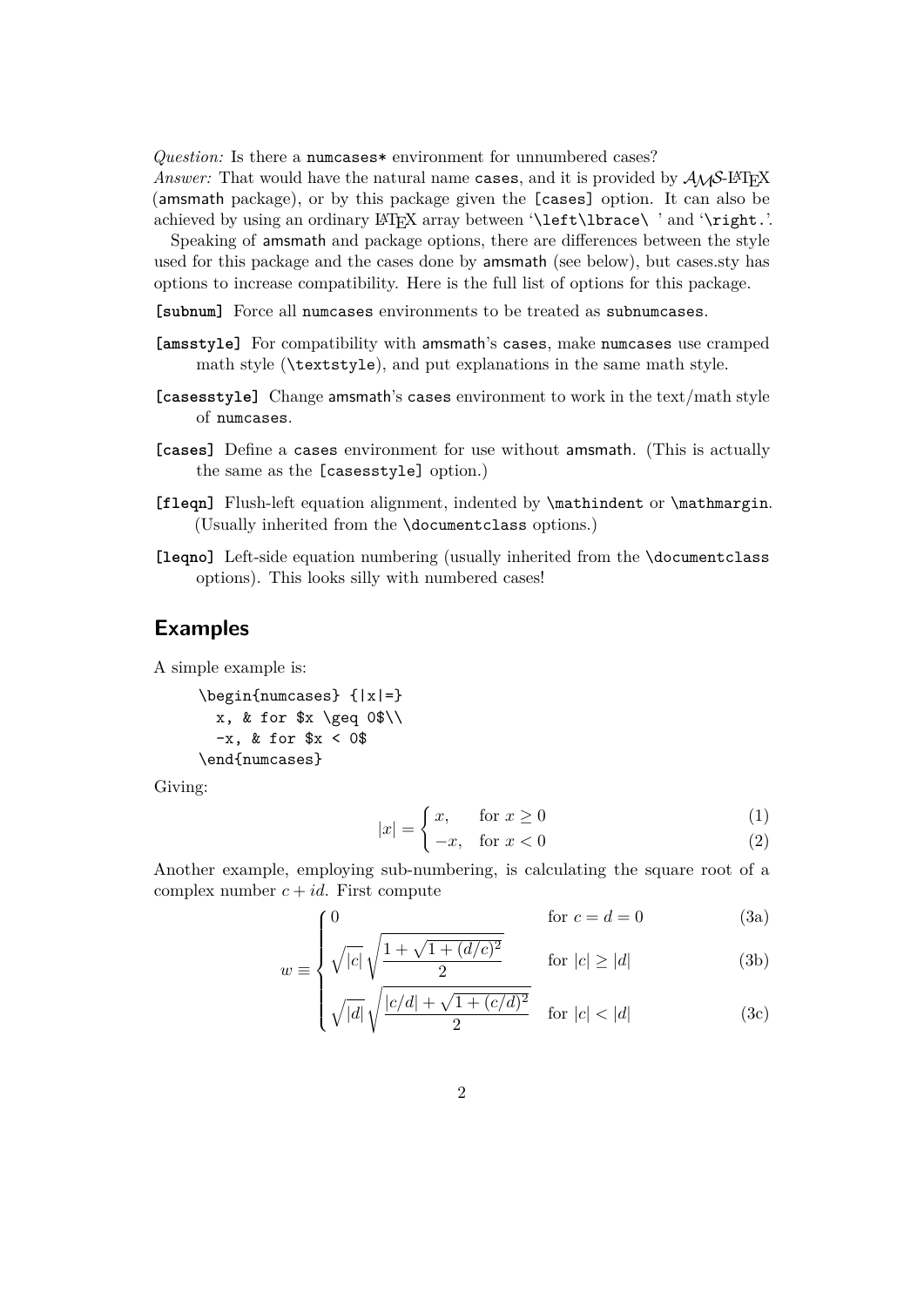*Question:* Is there a `numcases*` environment for unnumbered cases?
*Answer:* That would have the natural name `cases`, and it is provided by $\mathcal{AMS}$-LaTeX (amsmath package), or by this package given the `[cases]` option. It can also be achieved by using an ordinary LaTeX array between '`\left\lbrace\ `' and '`\right.`'.

Speaking of amsmath and package options, there are differences between the style used for this package and the cases done by amsmath (see below), but cases.sty has options to increase compatibility. Here is the full list of options for this package.

**`[subnum]`** Force all `numcases` environments to be treated as `subnumcases`.

**`[amsstyle]`** For compatibility with amsmath's `cases`, make `numcases` use cramped math style (`\textstyle`), and put explanations in the same math style.

**`[casesstyle]`** Change amsmath's `cases` environment to work in the text/math style of `numcases`.

**`[cases]`** Define a `cases` environment for use without amsmath. (This is actually the same as the `[casesstyle]` option.)

**`[fleqn]`** Flush-left equation alignment, indented by `\mathindent` or `\mathmargin`. (Usually inherited from the `\documentclass` options.)

**`[leqno]`** Left-side equation numbering (usually inherited from the `\documentclass` options). This looks silly with numbered cases!

## Examples

A simple example is:

```
\begin{numcases} {|x|=}
  x, & for $x \geq 0$\\
  -x, & for $x < 0$
\end{numcases}
```

Giving:

$$|x| = \begin{cases} x, & \text{for } x \geq 0 \qquad (1) \\ -x, & \text{for } x < 0 \qquad (2) \end{cases}$$

Another example, employing sub-numbering, is calculating the square root of a complex number $c + id$. First compute

$$w \equiv \begin{cases} 0 & \text{for } c = d = 0 \qquad (3a) \\ \sqrt{|c|}\,\sqrt{\dfrac{1+\sqrt{1+(d/c)^2}}{2}} & \text{for } |c| \geq |d| \qquad (3b) \\ \sqrt{|d|}\,\sqrt{\dfrac{|c/d|+\sqrt{1+(c/d)^2}}{2}} & \text{for } |c| < |d| \qquad (3c) \end{cases}$$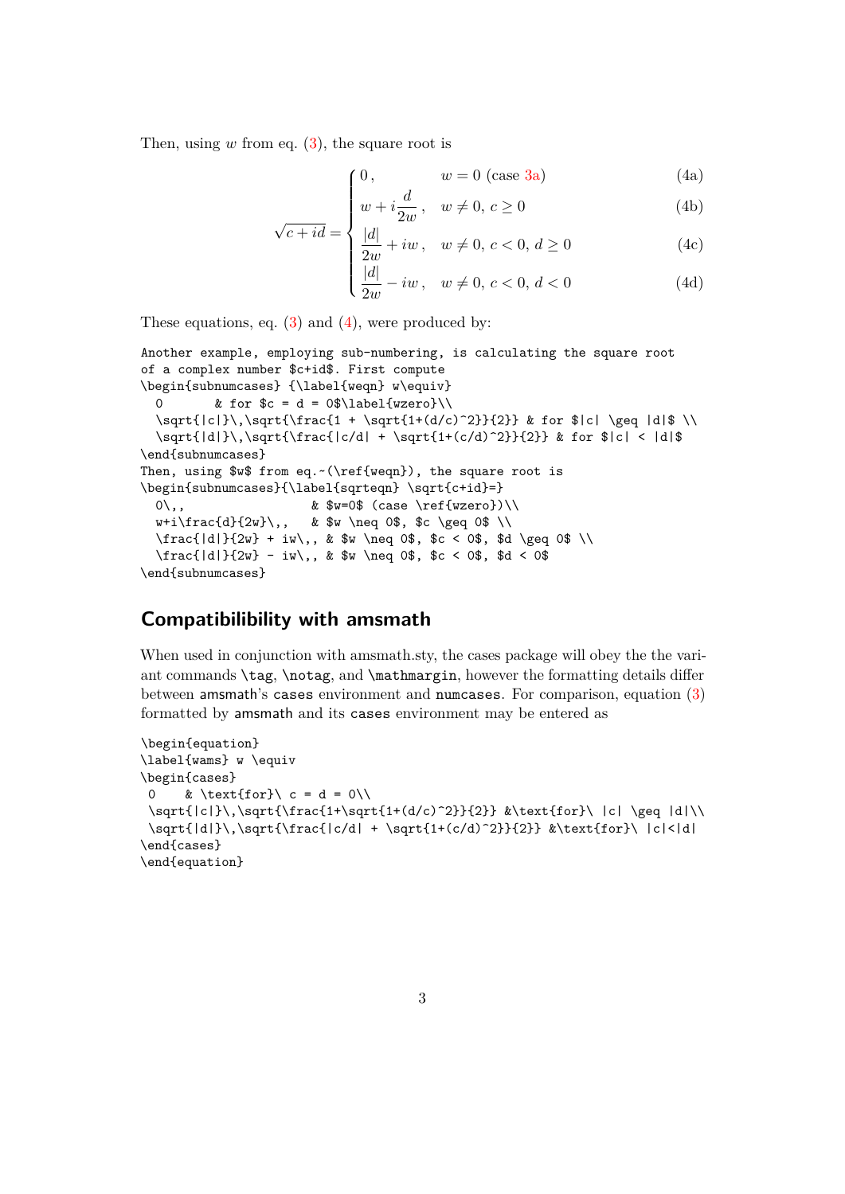Then, using $w$ from eq. (3), the square root is

$$
\sqrt{c+id} = \begin{cases}
0\,, & w=0 \text{ (case 3a)} \quad (4a) \\
w+i\dfrac{d}{2w}\,, & w \neq 0,\ c \geq 0 \quad (4b) \\
\dfrac{|d|}{2w} + iw\,, & w \neq 0,\ c < 0,\ d \geq 0 \quad (4c) \\
\dfrac{|d|}{2w} - iw\,, & w \neq 0,\ c < 0,\ d < 0 \quad (4d)
\end{cases}
$$

These equations, eq. (3) and (4), were produced by:

```
Another example, employing sub-numbering, is calculating the square root
of a complex number $c+id$. First compute
\begin{subnumcases} {\label{weqn} w\equiv}
  0       & for $c = d = 0$\label{wzero}\\
  \sqrt{|c|}\,\sqrt{\frac{1 + \sqrt{1+(d/c)^2}}{2}} & for $|c| \geq |d|$ \\
  \sqrt{|d|}\,\sqrt{\frac{|c/d| + \sqrt{1+(c/d)^2}}{2}} & for $|c| < |d|$
\end{subnumcases}
Then, using $w$ from eq.~(\ref{weqn}), the square root is
\begin{subnumcases}{\label{sqrteqn} \sqrt{c+id}=}
  0\,,                  & $w=0$ (case \ref{wzero})\\
  w+i\frac{d}{2w}\,,    & $w \neq 0$, $c \geq 0$ \\
  \frac{|d|}{2w} + iw\,, & $w \neq 0$, $c < 0$, $d \geq 0$ \\
  \frac{|d|}{2w} - iw\,, & $w \neq 0$, $c < 0$, $d < 0$
\end{subnumcases}
```

## Compatibilibility with amsmath

When used in conjunction with amsmath.sty, the cases package will obey the the variant commands `\tag`, `\notag`, and `\mathmargin`, however the formatting details differ between amsmath's `cases` environment and `numcases`. For comparison, equation (3) formatted by amsmath and its `cases` environment may be entered as

```
\begin{equation}
\label{wams} w \equiv
\begin{cases}
 0    & \text{for}\ c = d = 0\\
 \sqrt{|c|}\,\sqrt{\frac{1+\sqrt{1+(d/c)^2}}{2}} &\text{for}\ |c| \geq |d|\\
 \sqrt{|d|}\,\sqrt{\frac{|c/d| + \sqrt{1+(c/d)^2}}{2}} &\text{for}\ |c|<|d|
\end{cases}
\end{equation}
```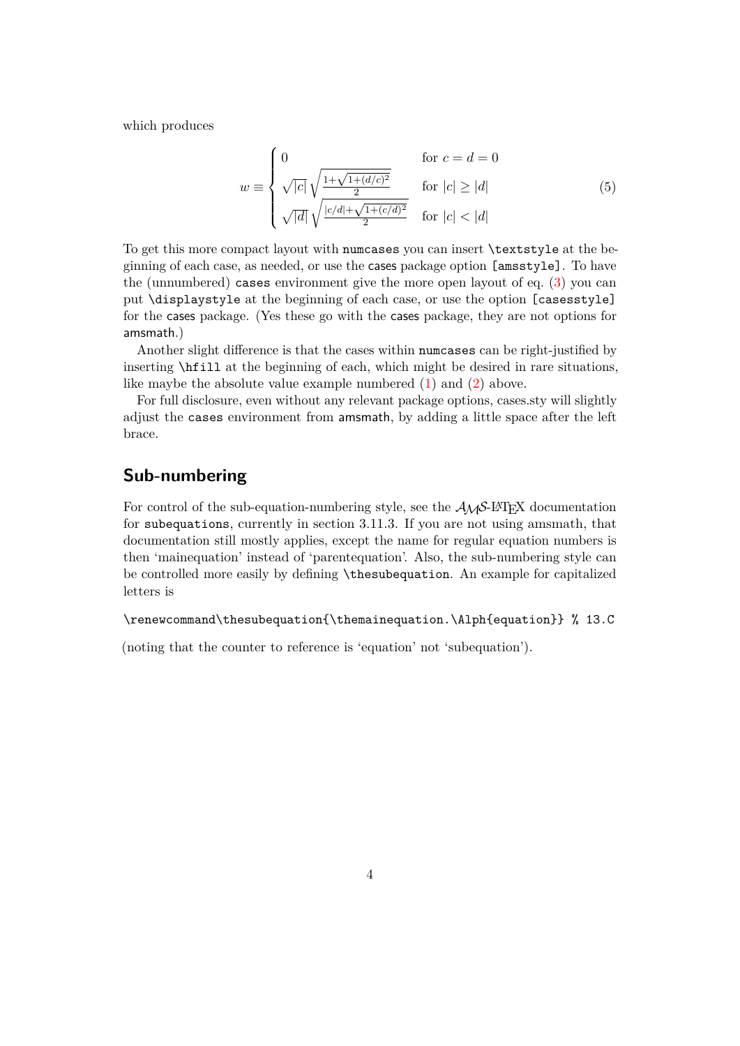which produces

$$w \equiv \begin{cases} 0 & \text{for } c = d = 0 \\ \sqrt{|c|}\,\sqrt{\frac{1+\sqrt{1+(d/c)^2}}{2}} & \text{for } |c| \geq |d| \\ \sqrt{|d|}\,\sqrt{\frac{|c/d|+\sqrt{1+(c/d)^2}}{2}} & \text{for } |c| < |d| \end{cases} \tag{5}$$

To get this more compact layout with `numcases` you can insert `\textstyle` at the beginning of each case, as needed, or use the cases package option `[amsstyle]`. To have the (unnumbered) `cases` environment give the more open layout of eq. (3) you can put `\displaystyle` at the beginning of each case, or use the option `[casesstyle]` for the cases package. (Yes these go with the cases package, they are not options for amsmath.)

Another slight difference is that the cases within `numcases` can be right-justified by inserting `\hfill` at the beginning of each, which might be desired in rare situations, like maybe the absolute value example numbered (1) and (2) above.

For full disclosure, even without any relevant package options, cases.sty will slightly adjust the `cases` environment from amsmath, by adding a little space after the left brace.

## Sub-numbering

For control of the sub-equation-numbering style, see the AMS-LaTeX documentation for `subequations`, currently in section 3.11.3. If you are not using amsmath, that documentation still mostly applies, except the name for regular equation numbers is then 'mainequation' instead of 'parentequation'. Also, the sub-numbering style can be controlled more easily by defining `\thesubequation`. An example for capitalized letters is

```
\renewcommand\thesubequation{\themainequation.\Alph{equation}} % 13.C
```

(noting that the counter to reference is 'equation' not 'subequation').